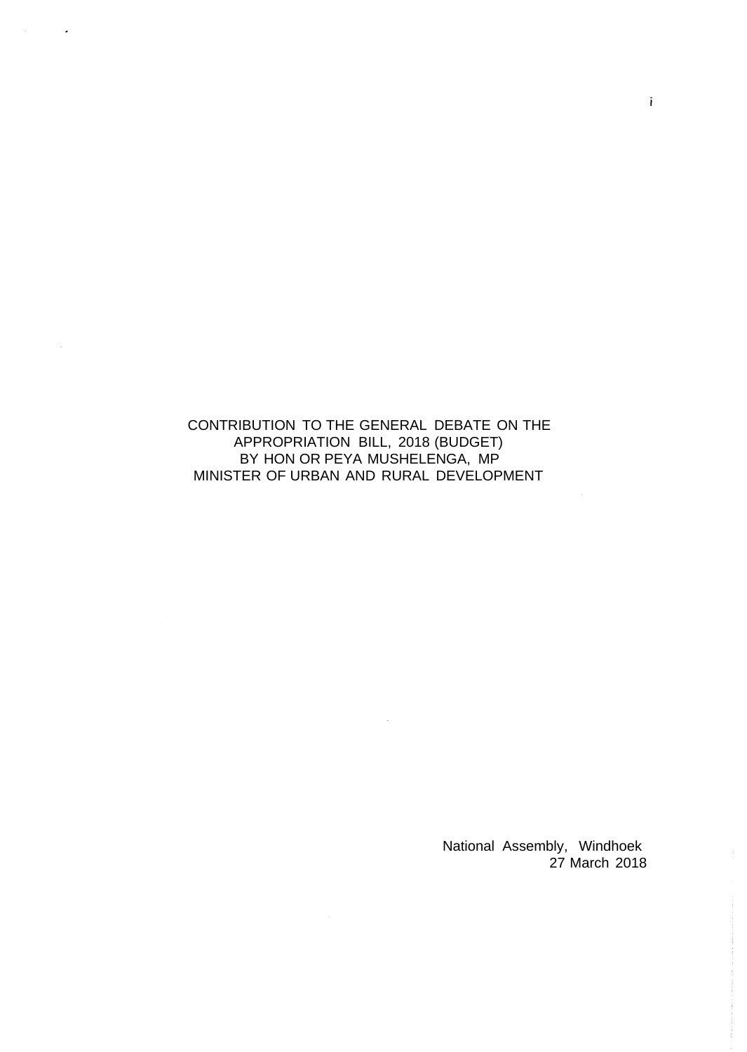CONTRIBUTION TO THE GENERAL DEBATE ON THE APPROPRIATION BILL, 2018 (BUDGET)
BY HON OR PEYA MUSHELENGA, MP
MINISTER OF URBAN AND RURAL DEVELOPMENT

National Assembly, Windhoek
27 March 2018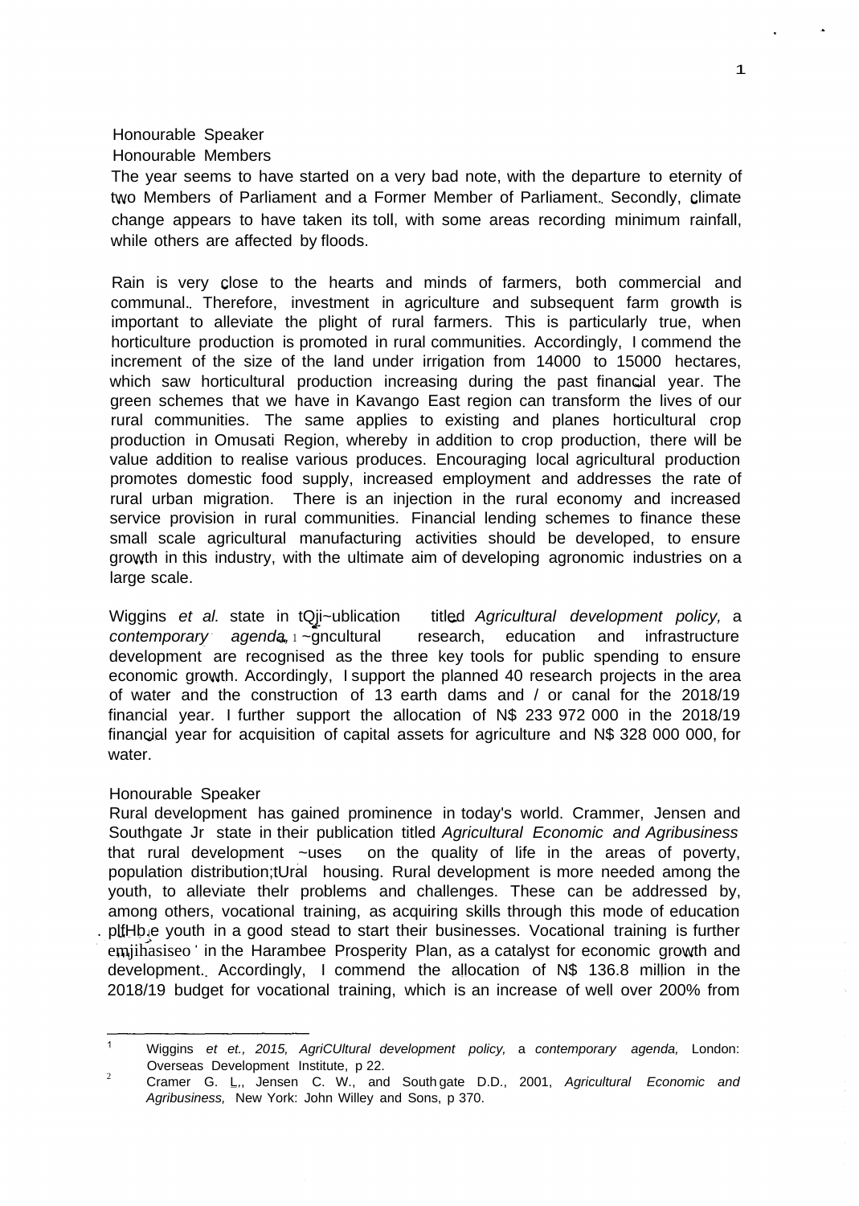Honourable Speaker
Honourable Members

The year seems to have started on a very bad note, with the departure to eternity of two Members of Parliament and a Former Member of Parliament. Secondly, climate change appears to have taken its toll, with some areas recording minimum rainfall, while others are affected by floods.

Rain is very close to the hearts and minds of farmers, both commercial and communal. Therefore, investment in agriculture and subsequent farm growth is important to alleviate the plight of rural farmers. This is particularly true, when horticulture production is promoted in rural communities. Accordingly, I commend the increment of the size of the land under irrigation from 14000 to 15000 hectares, which saw horticultural production increasing during the past financial year. The green schemes that we have in Kavango East region can transform the lives of our rural communities. The same applies to existing and planes horticultural crop production in Omusati Region, whereby in addition to crop production, there will be value addition to realise various produces. Encouraging local agricultural production promotes domestic food supply, increased employment and addresses the rate of rural urban migration. There is an injection in the rural economy and increased service provision in rural communities. Financial lending schemes to finance these small scale agricultural manufacturing activities should be developed, to ensure growth in this industry, with the ultimate aim of developing agronomic industries on a large scale.

Wiggins *et al.* state in tQji~ublication titled *Agricultural development policy,* a *contemporary agenda,*[1] ~gncultural research, education and infrastructure development are recognised as the three key tools for public spending to ensure economic growth. Accordingly, I support the planned 40 research projects in the area of water and the construction of 13 earth dams and / or canal for the 2018/19 financial year. I further support the allocation of N$ 233 972 000 in the 2018/19 financial year for acquisition of capital assets for agriculture and N$ 328 000 000, for water.

Honourable Speaker

Rural development has gained prominence in today's world. Crammer, Jensen and Southgate Jr state in their publication titled *Agricultural Economic and Agribusiness* that rural development ~uses on the quality of life in the areas of poverty, population distribution;tUral housing. Rural development is more needed among the youth, to alleviate thelr problems and challenges. These can be addressed by, among others, vocational training, as acquiring skills through this mode of education pl[Hb,e youth in a good stead to start their businesses. Vocational training is further emjihasiseo ' in the Harambee Prosperity Plan, as a catalyst for economic growth and development. Accordingly, I commend the allocation of N$ 136.8 million in the 2018/19 budget for vocational training, which is an increase of well over 200% from

---

[1] Wiggins *et et., 2015, AgriCUltural development policy,* a *contemporary agenda,* London: Overseas Development Institute, p 22.

[2] Cramer G. L., Jensen C. W., and South gate D.D., 2001, *Agricultural Economic and Agribusiness,* New York: John Willey and Sons, p 370.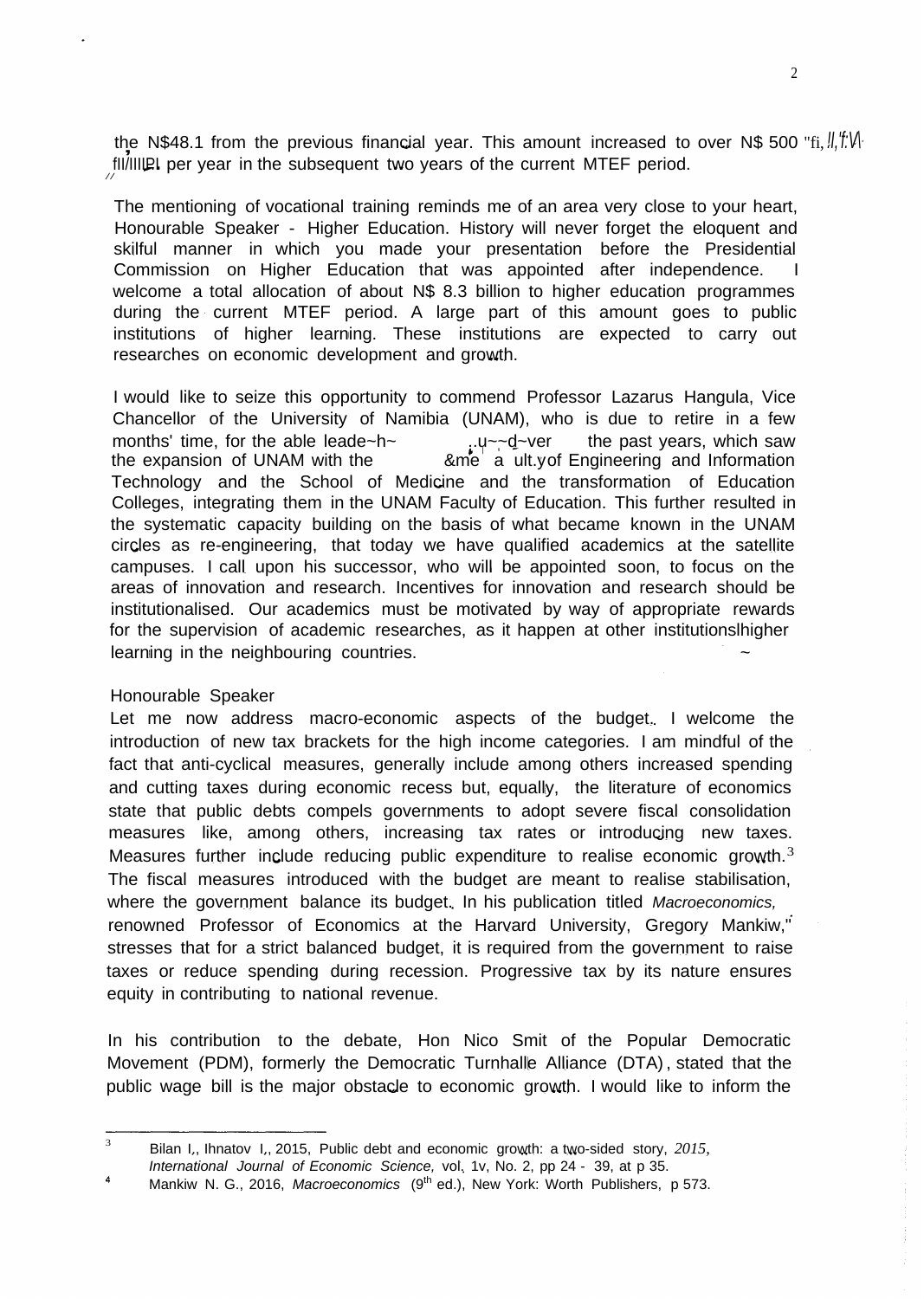the N$48.1 from the previous financial year. This amount increased to over N$ 500 "fi,ll,'f:Vl fll/lllℙl per year in the subsequent two years of the current MTEF period.

The mentioning of vocational training reminds me of an area very close to your heart, Honourable Speaker - Higher Education. History will never forget the eloquent and skilful manner in which you made your presentation before the Presidential Commission on Higher Education that was appointed after independence. I welcome a total allocation of about N$ 8.3 billion to higher education programmes during the current MTEF period. A large part of this amount goes to public institutions of higher learning. These institutions are expected to carry out researches on economic development and growth.

I would like to seize this opportunity to commend Professor Lazarus Hangula, Vice Chancellor of the University of Namibia (UNAM), who is due to retire in a few months' time, for the able leade~h~ ..u~~d~ver the past years, which saw the expansion of UNAM with the &me a ult.yof Engineering and Information Technology and the School of Medicine and the transformation of Education Colleges, integrating them in the UNAM Faculty of Education. This further resulted in the systematic capacity building on the basis of what became known in the UNAM circles as re-engineering, that today we have qualified academics at the satellite campuses. I call upon his successor, who will be appointed soon, to focus on the areas of innovation and research. Incentives for innovation and research should be institutionalised. Our academics must be motivated by way of appropriate rewards for the supervision of academic researches, as it happen at other institutionslhigher learning in the neighbouring countries.

Honourable Speaker

Let me now address macro-economic aspects of the budget. I welcome the introduction of new tax brackets for the high income categories. I am mindful of the fact that anti-cyclical measures, generally include among others increased spending and cutting taxes during economic recess but, equally, the literature of economics state that public debts compels governments to adopt severe fiscal consolidation measures like, among others, increasing tax rates or introducing new taxes. Measures further include reducing public expenditure to realise economic growth.[3] The fiscal measures introduced with the budget are meant to realise stabilisation, where the government balance its budget. In his publication titled *Macroeconomics,* renowned Professor of Economics at the Harvard University, Gregory Mankiw,[4] stresses that for a strict balanced budget, it is required from the government to raise taxes or reduce spending during recession. Progressive tax by its nature ensures equity in contributing to national revenue.

In his contribution to the debate, Hon Nico Smit of the Popular Democratic Movement (PDM), formerly the Democratic Turnhalle Alliance (DTA), stated that the public wage bill is the major obstacle to economic growth. I would like to inform the

---

[3] Bilan I., Ihnatov I., 2015, Public debt and economic growth: a two-sided story, *2015, International Journal of Economic Science,* vol. 1v, No. 2, pp 24 - 39, at p 35.

[4] Mankiw N. G., 2016, *Macroeconomics* (9th ed.), New York: Worth Publishers, p 573.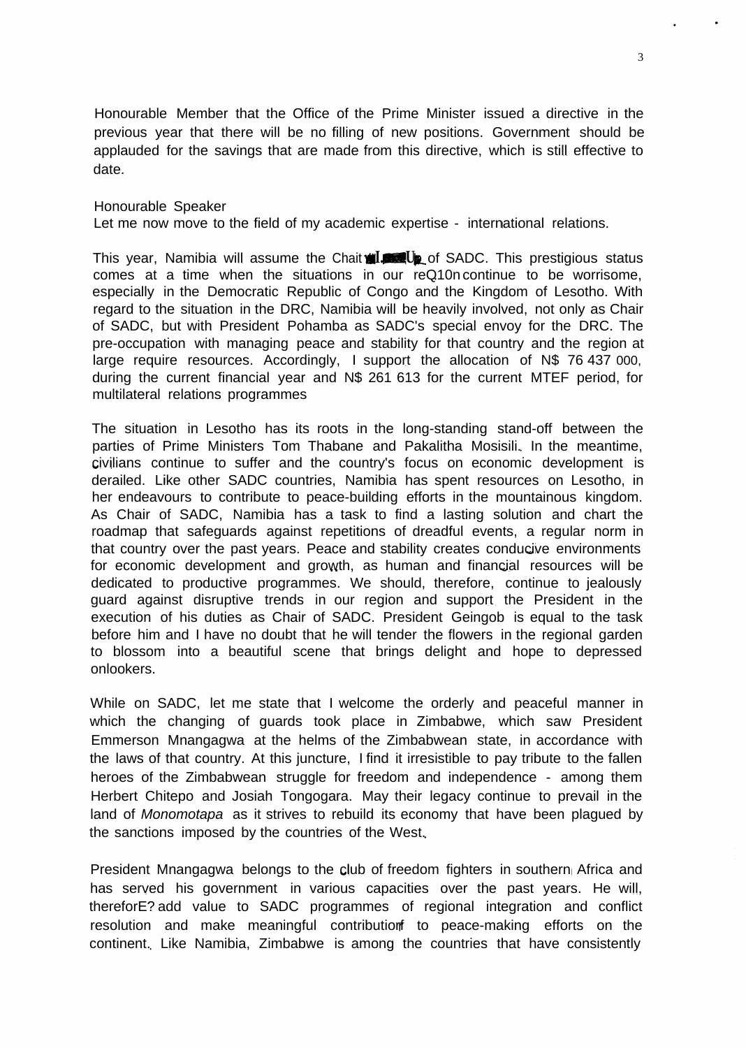Honourable Member that the Office of the Prime Minister issued a directive in the previous year that there will be no filling of new positions. Government should be applauded for the savings that are made from this directive, which is still effective to date.

Honourable Speaker
Let me now move to the field of my academic expertise - international relations.

This year, Namibia will assume the Chairmanship of SADC. This prestigious status comes at a time when the situations in our region continue to be worrisome, especially in the Democratic Republic of Congo and the Kingdom of Lesotho. With regard to the situation in the DRC, Namibia will be heavily involved, not only as Chair of SADC, but with President Pohamba as SADC's special envoy for the DRC. The pre-occupation with managing peace and stability for that country and the region at large require resources. Accordingly, I support the allocation of N$ 76 437 000, during the current financial year and N$ 261 613 for the current MTEF period, for multilateral relations programmes

The situation in Lesotho has its roots in the long-standing stand-off between the parties of Prime Ministers Tom Thabane and Pakalitha Mosisili. In the meantime, civilians continue to suffer and the country's focus on economic development is derailed. Like other SADC countries, Namibia has spent resources on Lesotho, in her endeavours to contribute to peace-building efforts in the mountainous kingdom. As Chair of SADC, Namibia has a task to find a lasting solution and chart the roadmap that safeguards against repetitions of dreadful events, a regular norm in that country over the past years. Peace and stability creates conducive environments for economic development and growth, as human and financial resources will be dedicated to productive programmes. We should, therefore, continue to jealously guard against disruptive trends in our region and support the President in the execution of his duties as Chair of SADC. President Geingob is equal to the task before him and I have no doubt that he will tender the flowers in the regional garden to blossom into a beautiful scene that brings delight and hope to depressed onlookers.

While on SADC, let me state that I welcome the orderly and peaceful manner in which the changing of guards took place in Zimbabwe, which saw President Emmerson Mnangagwa at the helms of the Zimbabwean state, in accordance with the laws of that country. At this juncture, I find it irresistible to pay tribute to the fallen heroes of the Zimbabwean struggle for freedom and independence - among them Herbert Chitepo and Josiah Tongogara. May their legacy continue to prevail in the land of *Monomotapa* as it strives to rebuild its economy that have been plagued by the sanctions imposed by the countries of the West.

President Mnangagwa belongs to the club of freedom fighters in southern Africa and has served his government in various capacities over the past years. He will, therefore add value to SADC programmes of regional integration and conflict resolution and make meaningful contribution to peace-making efforts on the continent. Like Namibia, Zimbabwe is among the countries that have consistently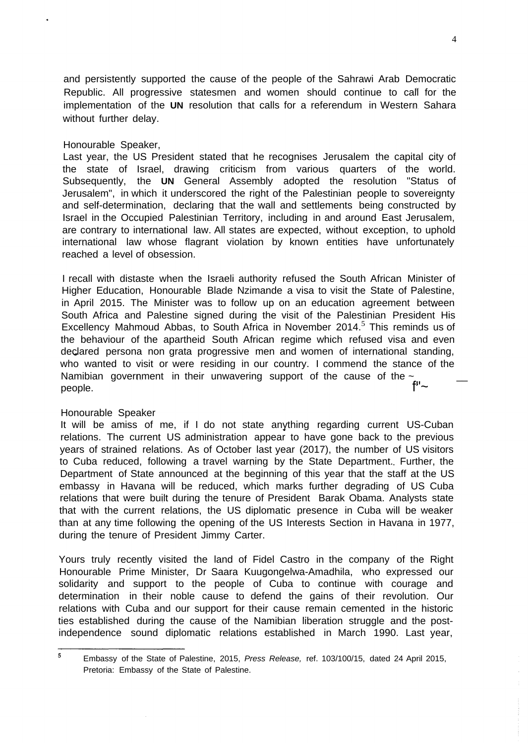and persistently supported the cause of the people of the Sahrawi Arab Democratic Republic. All progressive statesmen and women should continue to call for the implementation of the **UN** resolution that calls for a referendum in Western Sahara without further delay.

Honourable Speaker,

Last year, the US President stated that he recognises Jerusalem the capital city of the state of Israel, drawing criticism from various quarters of the world. Subsequently, the **UN** General Assembly adopted the resolution "Status of Jerusalem", in which it underscored the right of the Palestinian people to sovereignty and self-determination, declaring that the wall and settlements being constructed by Israel in the Occupied Palestinian Territory, including in and around East Jerusalem, are contrary to international law. All states are expected, without exception, to uphold international law whose flagrant violation by known entities have unfortunately reached a level of obsession.

I recall with distaste when the Israeli authority refused the South African Minister of Higher Education, Honourable Blade Nzimande a visa to visit the State of Palestine, in April 2015. The Minister was to follow up on an education agreement between South Africa and Palestine signed during the visit of the Palestinian President His Excellency Mahmoud Abbas, to South Africa in November 2014.[5] This reminds us of the behaviour of the apartheid South African regime which refused visa and even declared persona non grata progressive men and women of international standing, who wanted to visit or were residing in our country. I commend the stance of the Namibian government in their unwavering support of the cause of the ~ people.

Honourable Speaker

It will be amiss of me, if I do not state anything regarding current US-Cuban relations. The current US administration appear to have gone back to the previous years of strained relations. As of October last year (2017), the number of US visitors to Cuba reduced, following a travel warning by the State Department. Further, the Department of State announced at the beginning of this year that the staff at the US embassy in Havana will be reduced, which marks further degrading of US Cuba relations that were built during the tenure of President Barak Obama. Analysts state that with the current relations, the US diplomatic presence in Cuba will be weaker than at any time following the opening of the US Interests Section in Havana in 1977, during the tenure of President Jimmy Carter.

Yours truly recently visited the land of Fidel Castro in the company of the Right Honourable Prime Minister, Dr Saara Kuugongelwa-Amadhila, who expressed our solidarity and support to the people of Cuba to continue with courage and determination in their noble cause to defend the gains of their revolution. Our relations with Cuba and our support for their cause remain cemented in the historic ties established during the cause of the Namibian liberation struggle and the post-independence sound diplomatic relations established in March 1990. Last year,

---

[5] Embassy of the State of Palestine, 2015, *Press Release,* ref. 103/100/15, dated 24 April 2015, Pretoria: Embassy of the State of Palestine.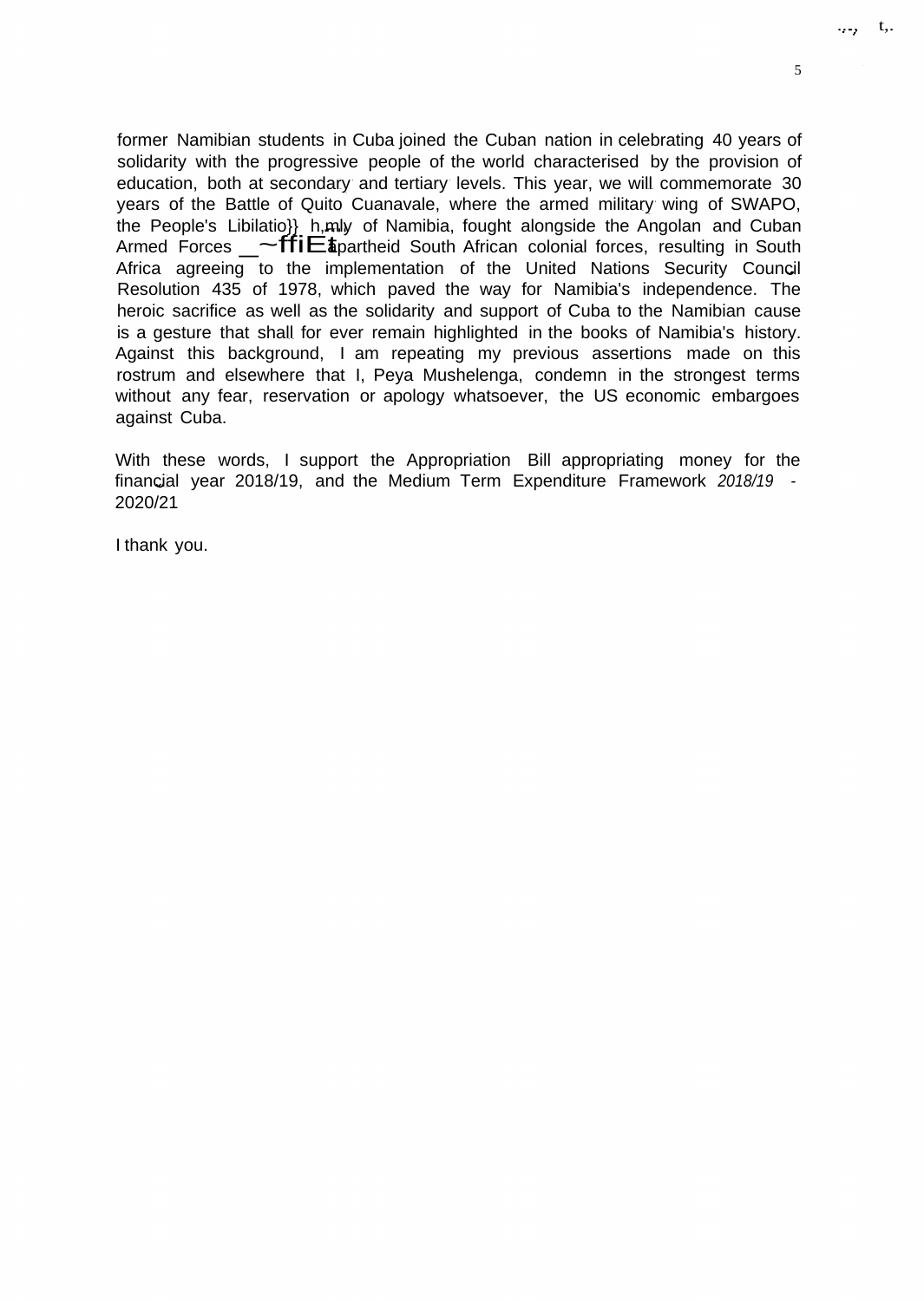former Namibian students in Cuba joined the Cuban nation in celebrating 40 years of solidarity with the progressive people of the world characterised by the provision of education, both at secondary and tertiary levels. This year, we will commemorate 30 years of the Battle of Quito Cuanavale, where the armed military wing of SWAPO, the People's Libilatio}} h,mly of Namibia, fought alongside the Angolan and Cuban Armed Forces __~ffiEt apartheid South African colonial forces, resulting in South Africa agreeing to the implementation of the United Nations Security Council Resolution 435 of 1978, which paved the way for Namibia's independence. The heroic sacrifice as well as the solidarity and support of Cuba to the Namibian cause is a gesture that shall for ever remain highlighted in the books of Namibia's history. Against this background, I am repeating my previous assertions made on this rostrum and elsewhere that I, Peya Mushelenga, condemn in the strongest terms without any fear, reservation or apology whatsoever, the US economic embargoes against Cuba.

With these words, I support the Appropriation Bill appropriating money for the financial year 2018/19, and the Medium Term Expenditure Framework *2018/19 -* 2020/21

I thank you.